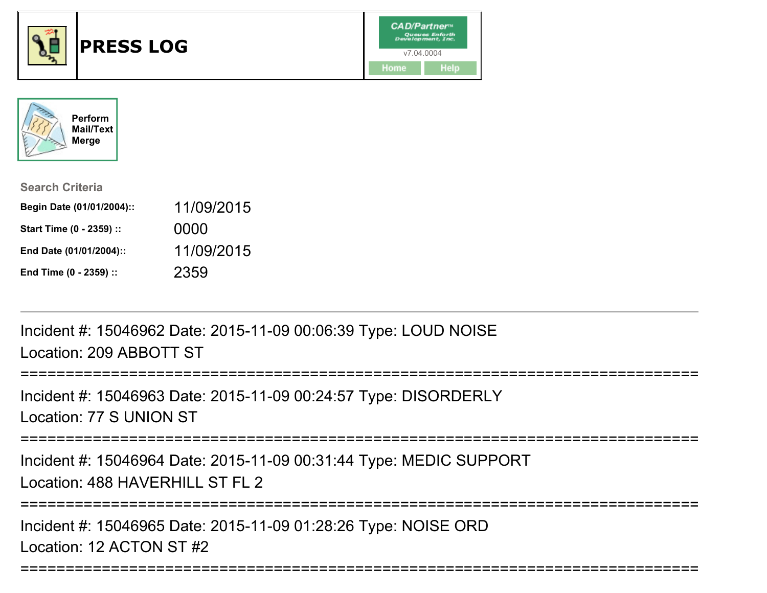# PRESS LOG

CAD/Partner™
Queues Enforth Development, Inc.
v7.04.0004

Home | Help

Perform Mail/Text Merge

**Search Criteria**

| | |
|---|---|
| **Begin Date (01/01/2004)::** | 11/09/2015 |
| **Start Time (0 - 2359) ::** | 0000 |
| **End Date (01/01/2004)::** | 11/09/2015 |
| **End Time (0 - 2359) ::** | 2359 |

---

Incident #: 15046962 Date: 2015-11-09 00:06:39 Type: LOUD NOISE
Location: 209 ABBOTT ST

===========================================================================

Incident #: 15046963 Date: 2015-11-09 00:24:57 Type: DISORDERLY
Location: 77 S UNION ST

===========================================================================

Incident #: 15046964 Date: 2015-11-09 00:31:44 Type: MEDIC SUPPORT
Location: 488 HAVERHILL ST FL 2

===========================================================================

Incident #: 15046965 Date: 2015-11-09 01:28:26 Type: NOISE ORD
Location: 12 ACTON ST #2

===========================================================================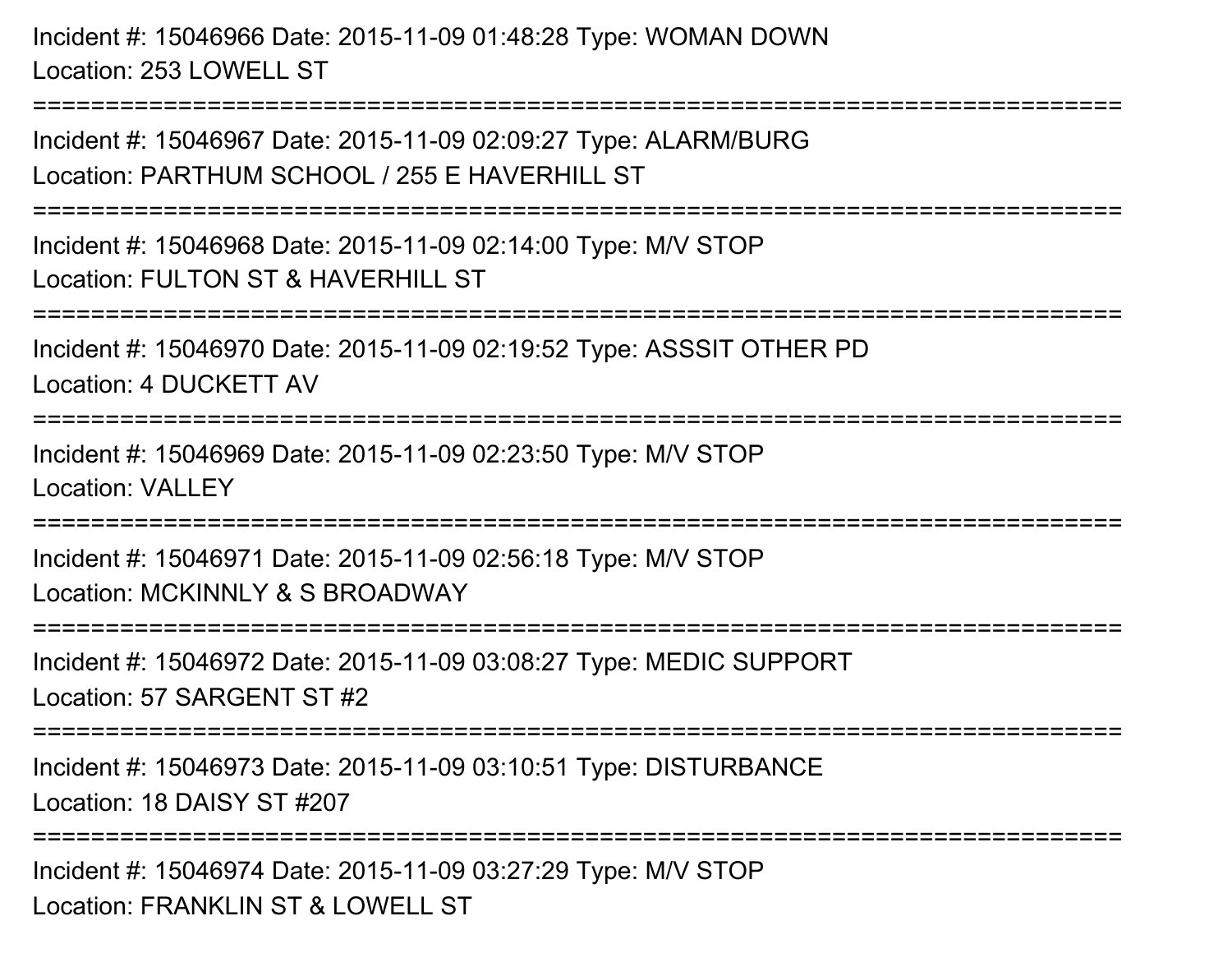Incident #: 15046966 Date: 2015-11-09 01:48:28 Type: WOMAN DOWN
Location: 253 LOWELL ST

===========================================================================

Incident #: 15046967 Date: 2015-11-09 02:09:27 Type: ALARM/BURG
Location: PARTHUM SCHOOL / 255 E HAVERHILL ST

===========================================================================

Incident #: 15046968 Date: 2015-11-09 02:14:00 Type: M/V STOP
Location: FULTON ST & HAVERHILL ST

===========================================================================

Incident #: 15046970 Date: 2015-11-09 02:19:52 Type: ASSSIT OTHER PD
Location: 4 DUCKETT AV

===========================================================================

Incident #: 15046969 Date: 2015-11-09 02:23:50 Type: M/V STOP
Location: VALLEY

===========================================================================

Incident #: 15046971 Date: 2015-11-09 02:56:18 Type: M/V STOP
Location: MCKINNLY & S BROADWAY

===========================================================================

Incident #: 15046972 Date: 2015-11-09 03:08:27 Type: MEDIC SUPPORT
Location: 57 SARGENT ST #2

===========================================================================

Incident #: 15046973 Date: 2015-11-09 03:10:51 Type: DISTURBANCE
Location: 18 DAISY ST #207

===========================================================================

Incident #: 15046974 Date: 2015-11-09 03:27:29 Type: M/V STOP
Location: FRANKLIN ST & LOWELL ST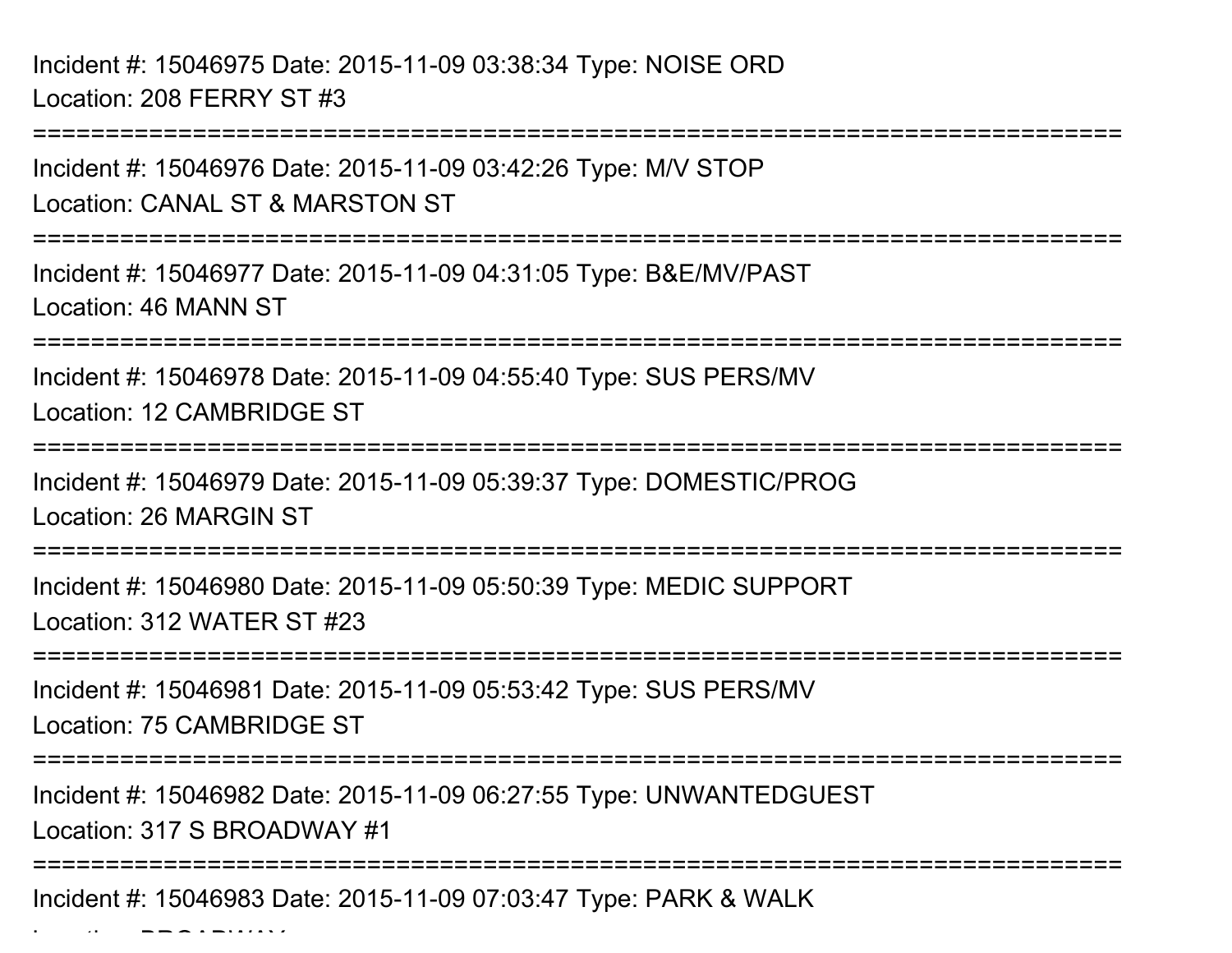Incident #: 15046975 Date: 2015-11-09 03:38:34 Type: NOISE ORD
Location: 208 FERRY ST #3

===========================================================================

Incident #: 15046976 Date: 2015-11-09 03:42:26 Type: M/V STOP
Location: CANAL ST & MARSTON ST

===========================================================================

Incident #: 15046977 Date: 2015-11-09 04:31:05 Type: B&E/MV/PAST
Location: 46 MANN ST

===========================================================================

Incident #: 15046978 Date: 2015-11-09 04:55:40 Type: SUS PERS/MV
Location: 12 CAMBRIDGE ST

===========================================================================

Incident #: 15046979 Date: 2015-11-09 05:39:37 Type: DOMESTIC/PROG
Location: 26 MARGIN ST

===========================================================================

Incident #: 15046980 Date: 2015-11-09 05:50:39 Type: MEDIC SUPPORT
Location: 312 WATER ST #23

===========================================================================

Incident #: 15046981 Date: 2015-11-09 05:53:42 Type: SUS PERS/MV
Location: 75 CAMBRIDGE ST

===========================================================================

Incident #: 15046982 Date: 2015-11-09 06:27:55 Type: UNWANTEDGUEST
Location: 317 S BROADWAY #1

===========================================================================

Incident #: 15046983 Date: 2015-11-09 07:03:47 Type: PARK & WALK
Location: BROADWAY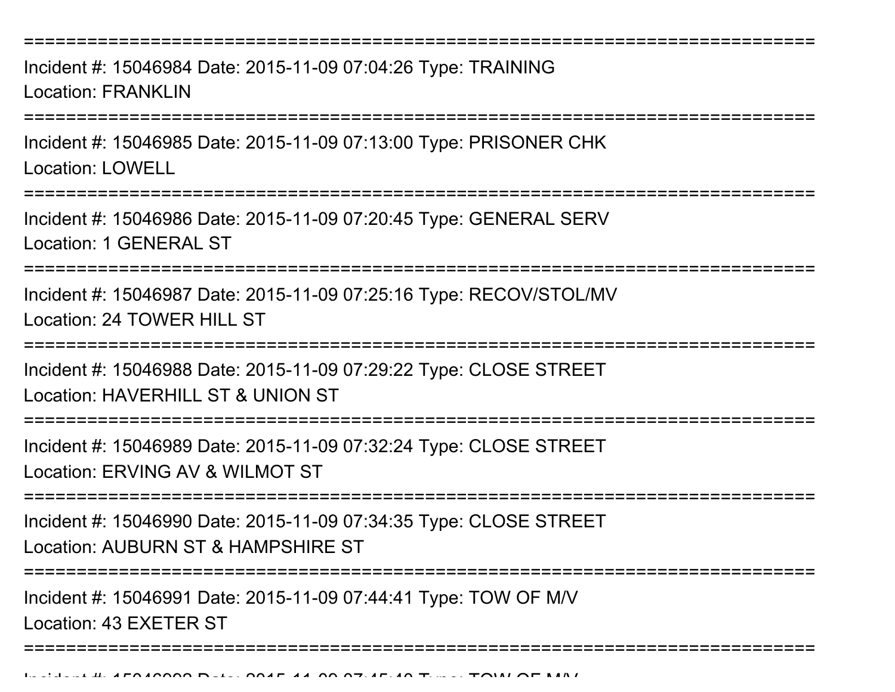===========================================================================

Incident #: 15046984 Date: 2015-11-09 07:04:26 Type: TRAINING
Location: FRANKLIN

===========================================================================

Incident #: 15046985 Date: 2015-11-09 07:13:00 Type: PRISONER CHK
Location: LOWELL

===========================================================================

Incident #: 15046986 Date: 2015-11-09 07:20:45 Type: GENERAL SERV
Location: 1 GENERAL ST

===========================================================================

Incident #: 15046987 Date: 2015-11-09 07:25:16 Type: RECOV/STOL/MV
Location: 24 TOWER HILL ST

===========================================================================

Incident #: 15046988 Date: 2015-11-09 07:29:22 Type: CLOSE STREET
Location: HAVERHILL ST & UNION ST

===========================================================================

Incident #: 15046989 Date: 2015-11-09 07:32:24 Type: CLOSE STREET
Location: ERVING AV & WILMOT ST

===========================================================================

Incident #: 15046990 Date: 2015-11-09 07:34:35 Type: CLOSE STREET
Location: AUBURN ST & HAMPSHIRE ST

===========================================================================

Incident #: 15046991 Date: 2015-11-09 07:44:41 Type: TOW OF M/V
Location: 43 EXETER ST

===========================================================================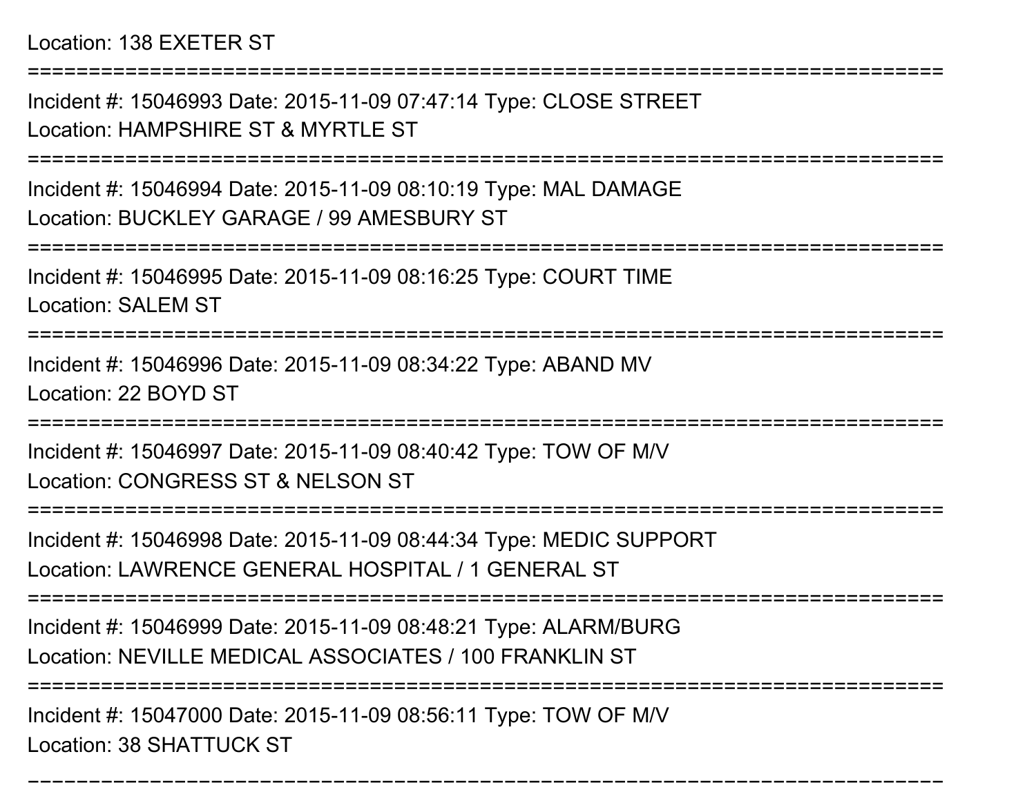Location: 138 EXETER ST

===========================================================================

Incident #: 15046993 Date: 2015-11-09 07:47:14 Type: CLOSE STREET
Location: HAMPSHIRE ST & MYRTLE ST

===========================================================================

Incident #: 15046994 Date: 2015-11-09 08:10:19 Type: MAL DAMAGE
Location: BUCKLEY GARAGE / 99 AMESBURY ST

===========================================================================

Incident #: 15046995 Date: 2015-11-09 08:16:25 Type: COURT TIME
Location: SALEM ST

===========================================================================

Incident #: 15046996 Date: 2015-11-09 08:34:22 Type: ABAND MV
Location: 22 BOYD ST

===========================================================================

Incident #: 15046997 Date: 2015-11-09 08:40:42 Type: TOW OF M/V
Location: CONGRESS ST & NELSON ST

===========================================================================

Incident #: 15046998 Date: 2015-11-09 08:44:34 Type: MEDIC SUPPORT
Location: LAWRENCE GENERAL HOSPITAL / 1 GENERAL ST

===========================================================================

Incident #: 15046999 Date: 2015-11-09 08:48:21 Type: ALARM/BURG
Location: NEVILLE MEDICAL ASSOCIATES / 100 FRANKLIN ST

===========================================================================

Incident #: 15047000 Date: 2015-11-09 08:56:11 Type: TOW OF M/V
Location: 38 SHATTUCK ST

===========================================================================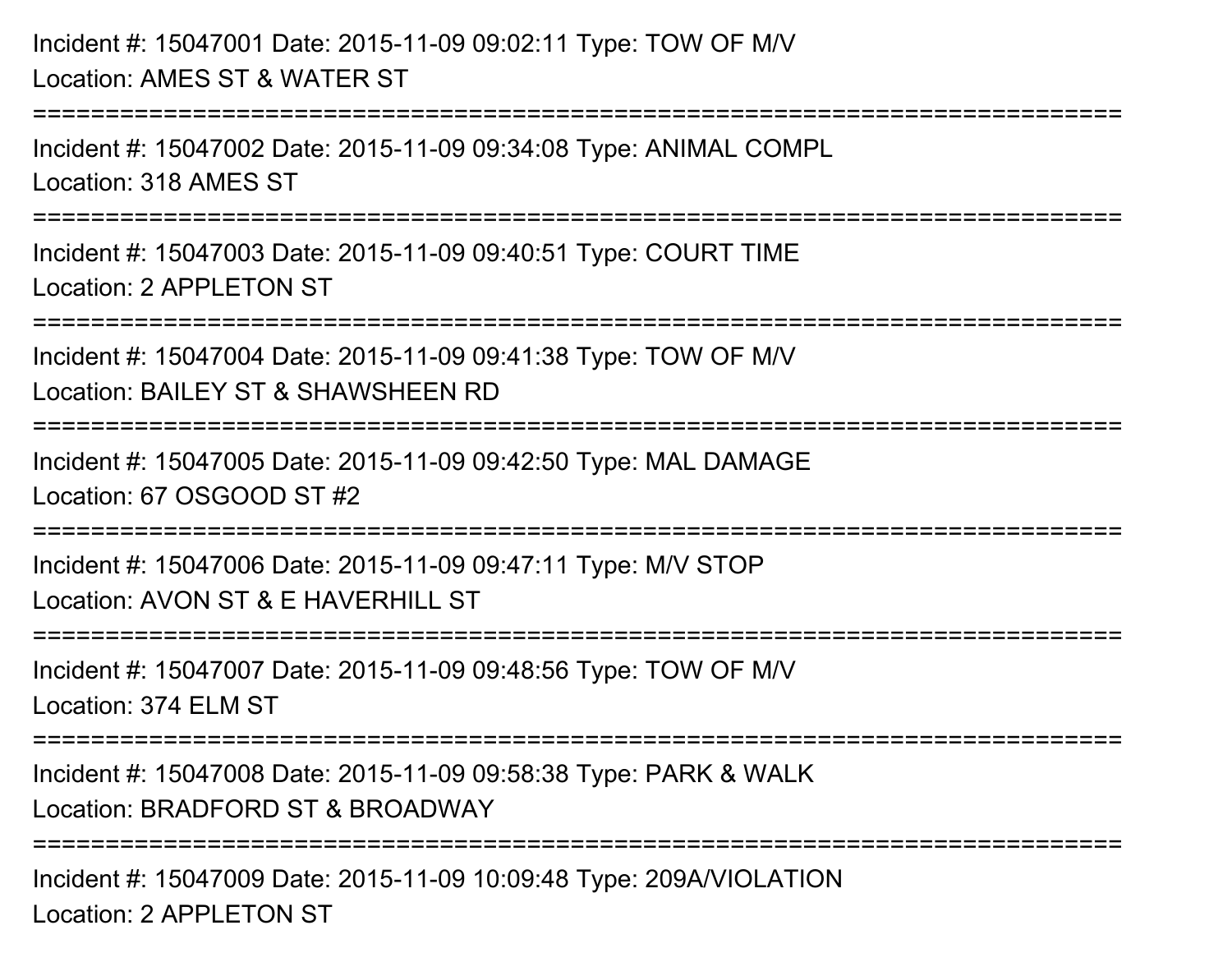Incident #: 15047001 Date: 2015-11-09 09:02:11 Type: TOW OF M/V
Location: AMES ST & WATER ST

===========================================================================

Incident #: 15047002 Date: 2015-11-09 09:34:08 Type: ANIMAL COMPL
Location: 318 AMES ST

===========================================================================

Incident #: 15047003 Date: 2015-11-09 09:40:51 Type: COURT TIME
Location: 2 APPLETON ST

===========================================================================

Incident #: 15047004 Date: 2015-11-09 09:41:38 Type: TOW OF M/V
Location: BAILEY ST & SHAWSHEEN RD

===========================================================================

Incident #: 15047005 Date: 2015-11-09 09:42:50 Type: MAL DAMAGE
Location: 67 OSGOOD ST #2

===========================================================================

Incident #: 15047006 Date: 2015-11-09 09:47:11 Type: M/V STOP
Location: AVON ST & E HAVERHILL ST

===========================================================================

Incident #: 15047007 Date: 2015-11-09 09:48:56 Type: TOW OF M/V
Location: 374 ELM ST

===========================================================================

Incident #: 15047008 Date: 2015-11-09 09:58:38 Type: PARK & WALK
Location: BRADFORD ST & BROADWAY

===========================================================================

Incident #: 15047009 Date: 2015-11-09 10:09:48 Type: 209A/VIOLATION
Location: 2 APPLETON ST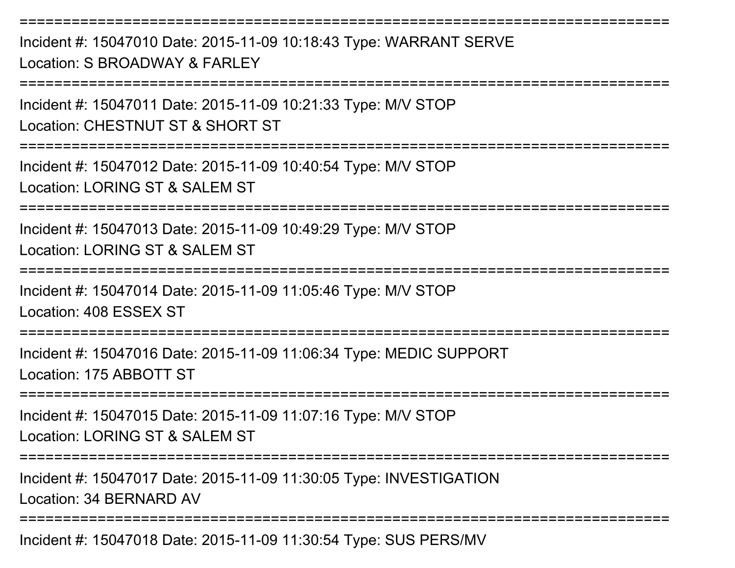===========================================================================
Incident #: 15047010 Date: 2015-11-09 10:18:43 Type: WARRANT SERVE
Location: S BROADWAY & FARLEY
===========================================================================
Incident #: 15047011 Date: 2015-11-09 10:21:33 Type: M/V STOP
Location: CHESTNUT ST & SHORT ST
===========================================================================
Incident #: 15047012 Date: 2015-11-09 10:40:54 Type: M/V STOP
Location: LORING ST & SALEM ST
===========================================================================
Incident #: 15047013 Date: 2015-11-09 10:49:29 Type: M/V STOP
Location: LORING ST & SALEM ST
===========================================================================
Incident #: 15047014 Date: 2015-11-09 11:05:46 Type: M/V STOP
Location: 408 ESSEX ST
===========================================================================
Incident #: 15047016 Date: 2015-11-09 11:06:34 Type: MEDIC SUPPORT
Location: 175 ABBOTT ST
===========================================================================
Incident #: 15047015 Date: 2015-11-09 11:07:16 Type: M/V STOP
Location: LORING ST & SALEM ST
===========================================================================
Incident #: 15047017 Date: 2015-11-09 11:30:05 Type: INVESTIGATION
Location: 34 BERNARD AV
===========================================================================
Incident #: 15047018 Date: 2015-11-09 11:30:54 Type: SUS PERS/MV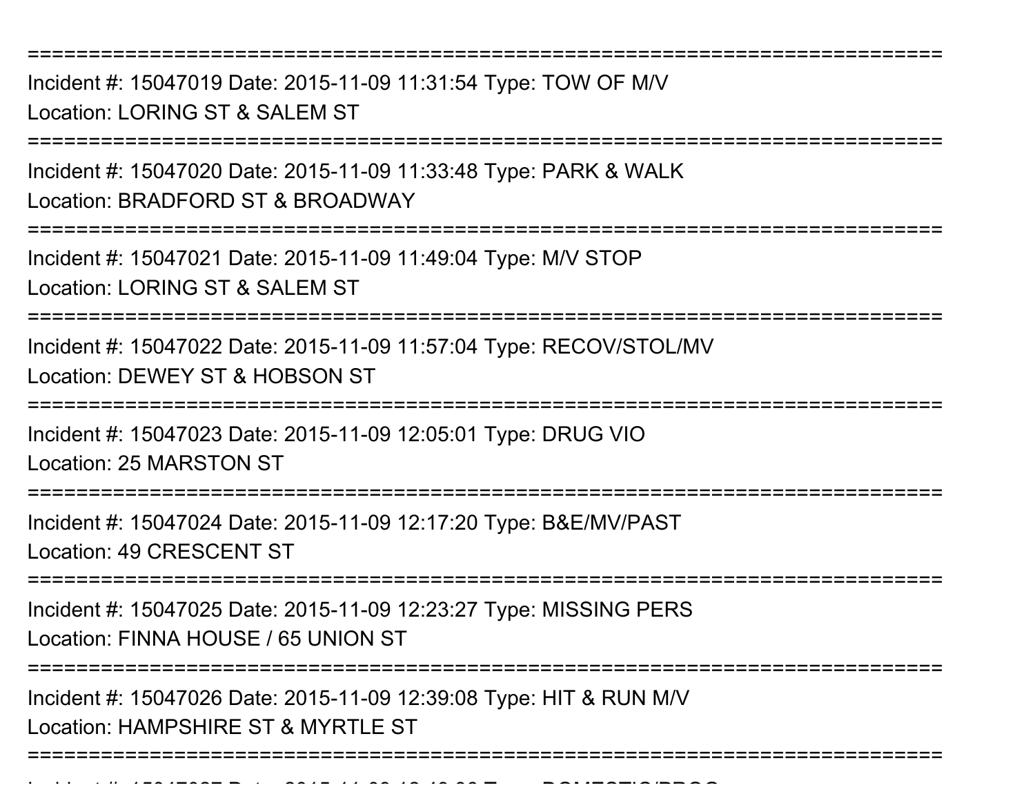===========================================================================
Incident #: 15047019 Date: 2015-11-09 11:31:54 Type: TOW OF M/V
Location: LORING ST & SALEM ST
===========================================================================
Incident #: 15047020 Date: 2015-11-09 11:33:48 Type: PARK & WALK
Location: BRADFORD ST & BROADWAY
===========================================================================
Incident #: 15047021 Date: 2015-11-09 11:49:04 Type: M/V STOP
Location: LORING ST & SALEM ST
===========================================================================
Incident #: 15047022 Date: 2015-11-09 11:57:04 Type: RECOV/STOL/MV
Location: DEWEY ST & HOBSON ST
===========================================================================
Incident #: 15047023 Date: 2015-11-09 12:05:01 Type: DRUG VIO
Location: 25 MARSTON ST
===========================================================================
Incident #: 15047024 Date: 2015-11-09 12:17:20 Type: B&E/MV/PAST
Location: 49 CRESCENT ST
===========================================================================
Incident #: 15047025 Date: 2015-11-09 12:23:27 Type: MISSING PERS
Location: FINNA HOUSE / 65 UNION ST
===========================================================================
Incident #: 15047026 Date: 2015-11-09 12:39:08 Type: HIT & RUN M/V
Location: HAMPSHIRE ST & MYRTLE ST
===========================================================================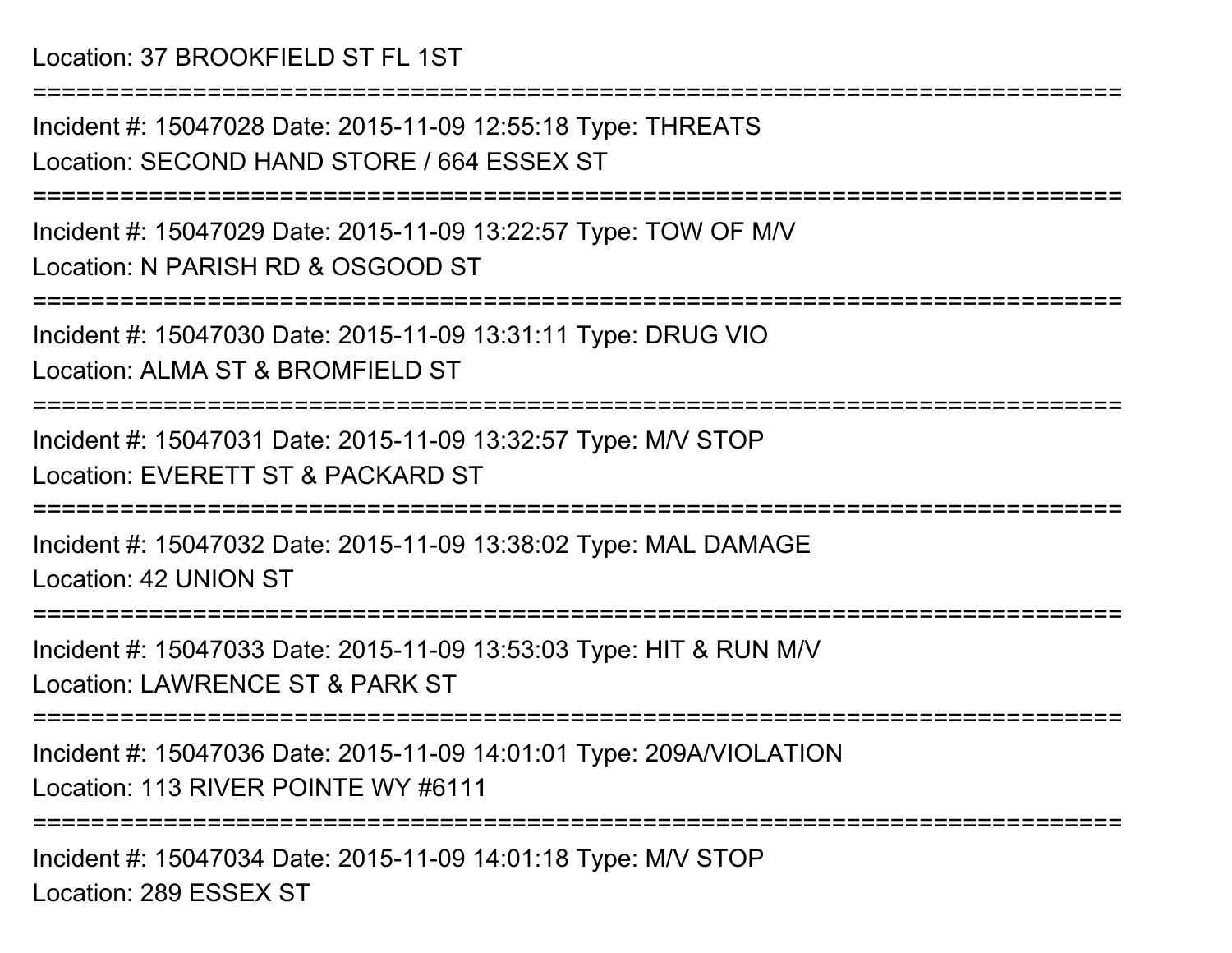Location: 37 BROOKFIELD ST FL 1ST

===========================================================================

Incident #: 15047028 Date: 2015-11-09 12:55:18 Type: THREATS

Location: SECOND HAND STORE / 664 ESSEX ST

===========================================================================

Incident #: 15047029 Date: 2015-11-09 13:22:57 Type: TOW OF M/V

Location: N PARISH RD & OSGOOD ST

===========================================================================

Incident #: 15047030 Date: 2015-11-09 13:31:11 Type: DRUG VIO

Location: ALMA ST & BROMFIELD ST

===========================================================================

Incident #: 15047031 Date: 2015-11-09 13:32:57 Type: M/V STOP

Location: EVERETT ST & PACKARD ST

===========================================================================

Incident #: 15047032 Date: 2015-11-09 13:38:02 Type: MAL DAMAGE

Location: 42 UNION ST

===========================================================================

Incident #: 15047033 Date: 2015-11-09 13:53:03 Type: HIT & RUN M/V

Location: LAWRENCE ST & PARK ST

===========================================================================

Incident #: 15047036 Date: 2015-11-09 14:01:01 Type: 209A/VIOLATION

Location: 113 RIVER POINTE WY #6111

===========================================================================

Incident #: 15047034 Date: 2015-11-09 14:01:18 Type: M/V STOP

Location: 289 ESSEX ST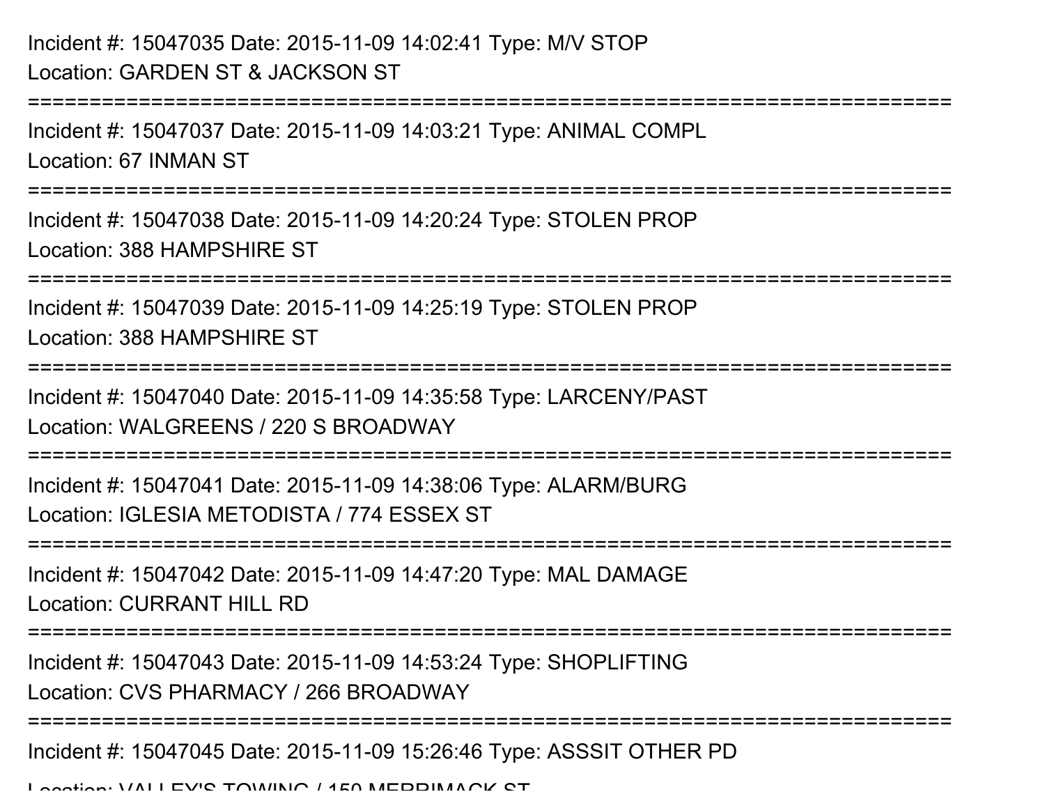Incident #: 15047035 Date: 2015-11-09 14:02:41 Type: M/V STOP
Location: GARDEN ST & JACKSON ST

===========================================================================

Incident #: 15047037 Date: 2015-11-09 14:03:21 Type: ANIMAL COMPL
Location: 67 INMAN ST

===========================================================================

Incident #: 15047038 Date: 2015-11-09 14:20:24 Type: STOLEN PROP
Location: 388 HAMPSHIRE ST

===========================================================================

Incident #: 15047039 Date: 2015-11-09 14:25:19 Type: STOLEN PROP
Location: 388 HAMPSHIRE ST

===========================================================================

Incident #: 15047040 Date: 2015-11-09 14:35:58 Type: LARCENY/PAST
Location: WALGREENS / 220 S BROADWAY

===========================================================================

Incident #: 15047041 Date: 2015-11-09 14:38:06 Type: ALARM/BURG
Location: IGLESIA METODISTA / 774 ESSEX ST

===========================================================================

Incident #: 15047042 Date: 2015-11-09 14:47:20 Type: MAL DAMAGE
Location: CURRANT HILL RD

===========================================================================

Incident #: 15047043 Date: 2015-11-09 14:53:24 Type: SHOPLIFTING
Location: CVS PHARMACY / 266 BROADWAY

===========================================================================

Incident #: 15047045 Date: 2015-11-09 15:26:46 Type: ASSSIT OTHER PD
Location: VALLEY'S TOWING / 150 MERRIMACK ST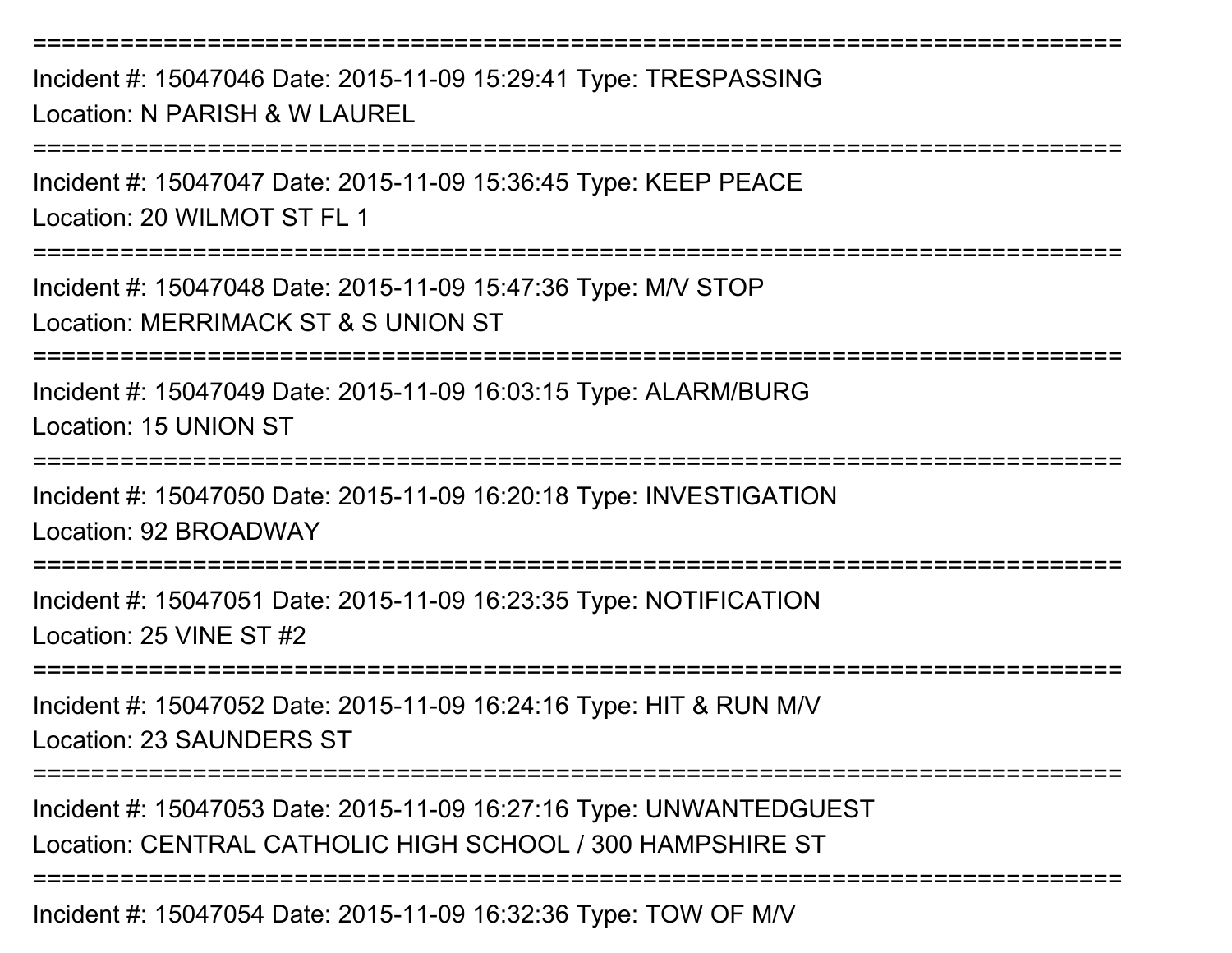================================================================================

Incident #: 15047046 Date: 2015-11-09 15:29:41 Type: TRESPASSING
Location: N PARISH & W LAUREL

================================================================================

Incident #: 15047047 Date: 2015-11-09 15:36:45 Type: KEEP PEACE
Location: 20 WILMOT ST FL 1

================================================================================

Incident #: 15047048 Date: 2015-11-09 15:47:36 Type: M/V STOP
Location: MERRIMACK ST & S UNION ST

================================================================================

Incident #: 15047049 Date: 2015-11-09 16:03:15 Type: ALARM/BURG
Location: 15 UNION ST

================================================================================

Incident #: 15047050 Date: 2015-11-09 16:20:18 Type: INVESTIGATION
Location: 92 BROADWAY

================================================================================

Incident #: 15047051 Date: 2015-11-09 16:23:35 Type: NOTIFICATION
Location: 25 VINE ST #2

================================================================================

Incident #: 15047052 Date: 2015-11-09 16:24:16 Type: HIT & RUN M/V
Location: 23 SAUNDERS ST

================================================================================

Incident #: 15047053 Date: 2015-11-09 16:27:16 Type: UNWANTEDGUEST
Location: CENTRAL CATHOLIC HIGH SCHOOL / 300 HAMPSHIRE ST

================================================================================

Incident #: 15047054 Date: 2015-11-09 16:32:36 Type: TOW OF M/V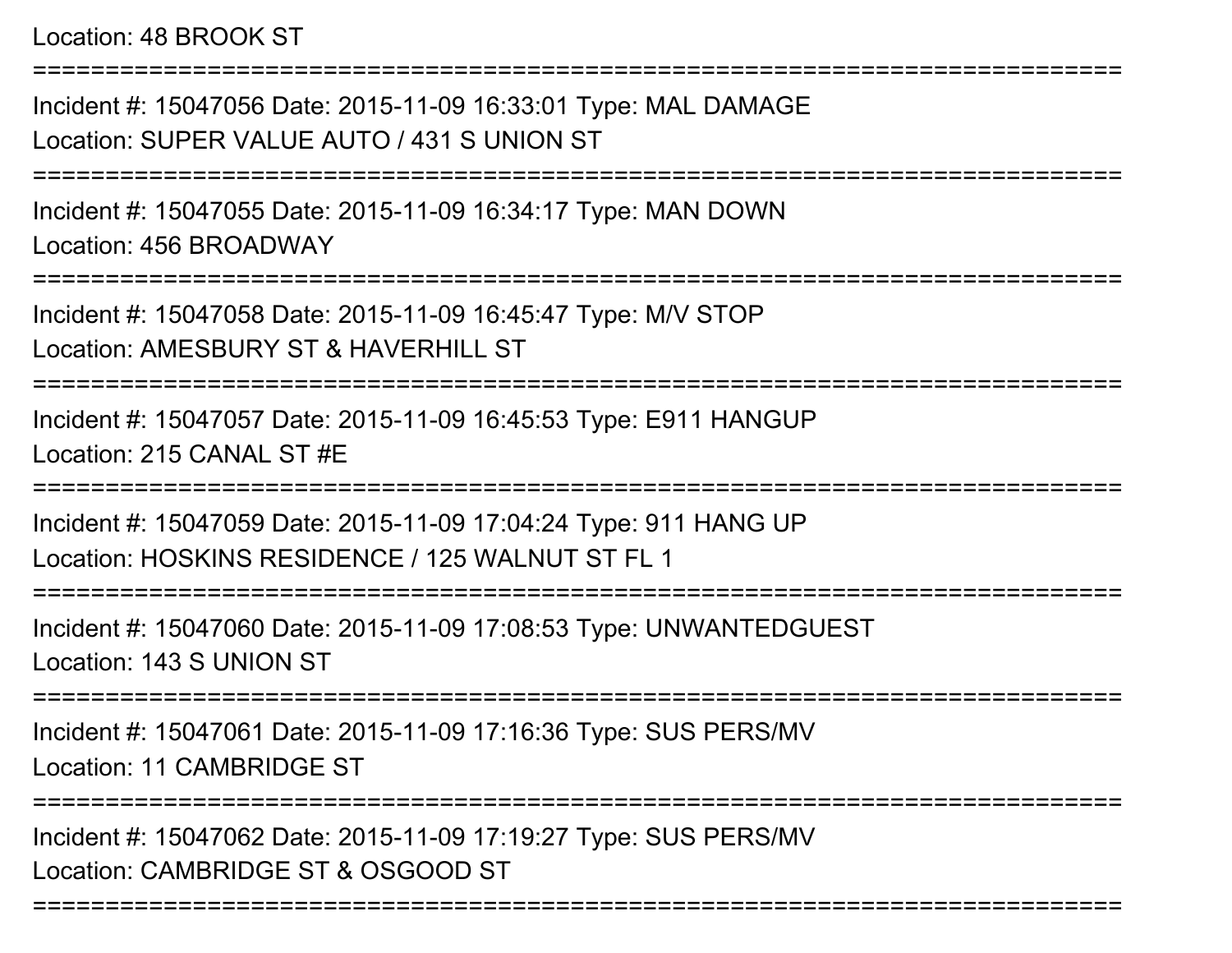Location: 48 BROOK ST

===========================================================================

Incident #: 15047056 Date: 2015-11-09 16:33:01 Type: MAL DAMAGE

Location: SUPER VALUE AUTO / 431 S UNION ST

===========================================================================

Incident #: 15047055 Date: 2015-11-09 16:34:17 Type: MAN DOWN

Location: 456 BROADWAY

===========================================================================

Incident #: 15047058 Date: 2015-11-09 16:45:47 Type: M/V STOP

Location: AMESBURY ST & HAVERHILL ST

===========================================================================

Incident #: 15047057 Date: 2015-11-09 16:45:53 Type: E911 HANGUP

Location: 215 CANAL ST #E

===========================================================================

Incident #: 15047059 Date: 2015-11-09 17:04:24 Type: 911 HANG UP

Location: HOSKINS RESIDENCE / 125 WALNUT ST FL 1

===========================================================================

Incident #: 15047060 Date: 2015-11-09 17:08:53 Type: UNWANTEDGUEST

Location: 143 S UNION ST

===========================================================================

Incident #: 15047061 Date: 2015-11-09 17:16:36 Type: SUS PERS/MV

Location: 11 CAMBRIDGE ST

===========================================================================

Incident #: 15047062 Date: 2015-11-09 17:19:27 Type: SUS PERS/MV

Location: CAMBRIDGE ST & OSGOOD ST

===========================================================================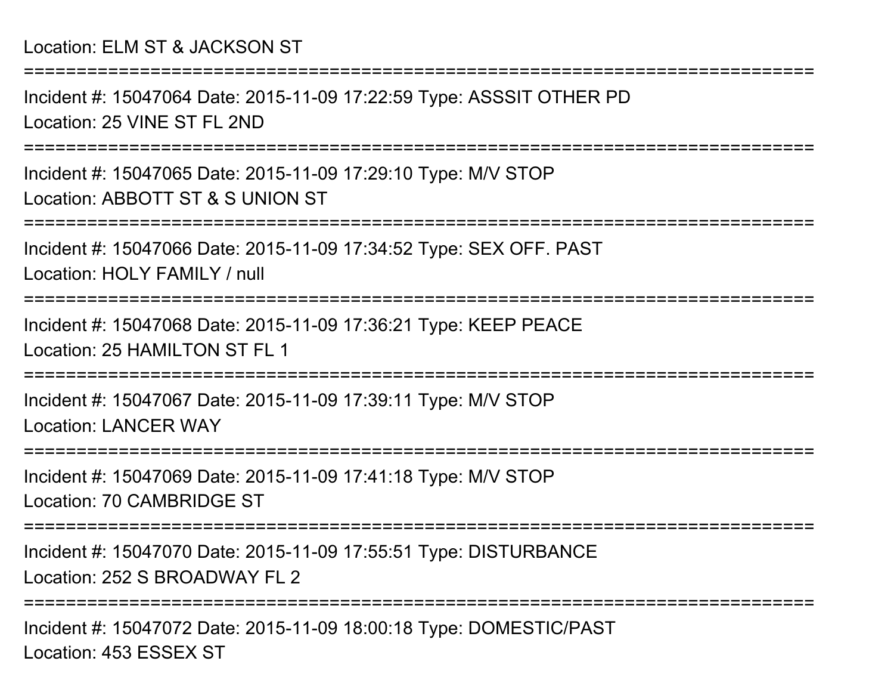Location: ELM ST & JACKSON ST

===========================================================================

Incident #: 15047064 Date: 2015-11-09 17:22:59 Type: ASSSIT OTHER PD
Location: 25 VINE ST FL 2ND

===========================================================================

Incident #: 15047065 Date: 2015-11-09 17:29:10 Type: M/V STOP
Location: ABBOTT ST & S UNION ST

===========================================================================

Incident #: 15047066 Date: 2015-11-09 17:34:52 Type: SEX OFF. PAST
Location: HOLY FAMILY / null

===========================================================================

Incident #: 15047068 Date: 2015-11-09 17:36:21 Type: KEEP PEACE
Location: 25 HAMILTON ST FL 1

===========================================================================

Incident #: 15047067 Date: 2015-11-09 17:39:11 Type: M/V STOP
Location: LANCER WAY

===========================================================================

Incident #: 15047069 Date: 2015-11-09 17:41:18 Type: M/V STOP
Location: 70 CAMBRIDGE ST

===========================================================================

Incident #: 15047070 Date: 2015-11-09 17:55:51 Type: DISTURBANCE
Location: 252 S BROADWAY FL 2

===========================================================================

Incident #: 15047072 Date: 2015-11-09 18:00:18 Type: DOMESTIC/PAST
Location: 453 ESSEX ST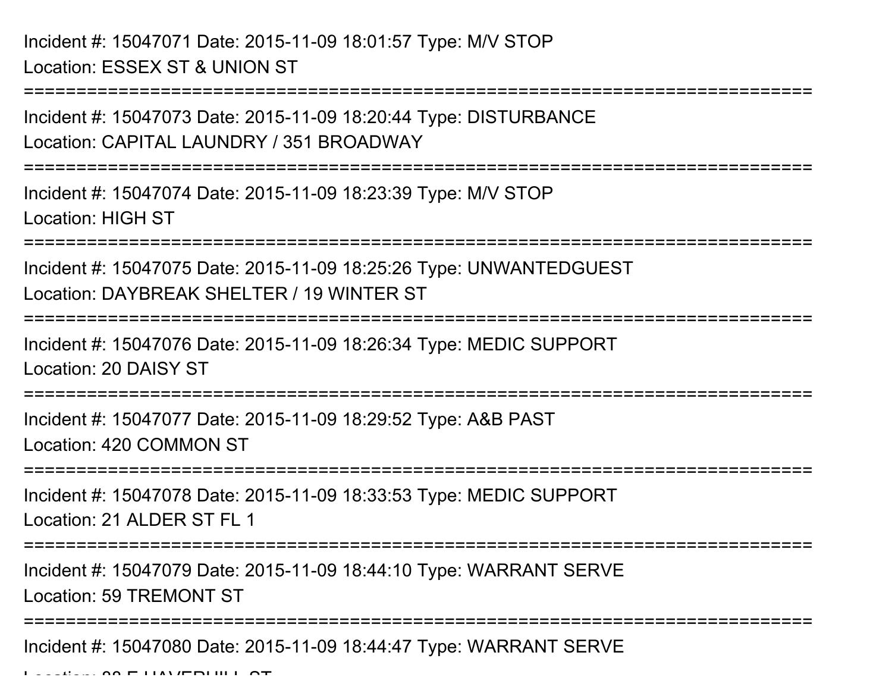Incident #: 15047071 Date: 2015-11-09 18:01:57 Type: M/V STOP
Location: ESSEX ST & UNION ST

===========================================================================

Incident #: 15047073 Date: 2015-11-09 18:20:44 Type: DISTURBANCE
Location: CAPITAL LAUNDRY / 351 BROADWAY

===========================================================================

Incident #: 15047074 Date: 2015-11-09 18:23:39 Type: M/V STOP
Location: HIGH ST

===========================================================================

Incident #: 15047075 Date: 2015-11-09 18:25:26 Type: UNWANTEDGUEST
Location: DAYBREAK SHELTER / 19 WINTER ST

===========================================================================

Incident #: 15047076 Date: 2015-11-09 18:26:34 Type: MEDIC SUPPORT
Location: 20 DAISY ST

===========================================================================

Incident #: 15047077 Date: 2015-11-09 18:29:52 Type: A&B PAST
Location: 420 COMMON ST

===========================================================================

Incident #: 15047078 Date: 2015-11-09 18:33:53 Type: MEDIC SUPPORT
Location: 21 ALDER ST FL 1

===========================================================================

Incident #: 15047079 Date: 2015-11-09 18:44:10 Type: WARRANT SERVE
Location: 59 TREMONT ST

===========================================================================

Incident #: 15047080 Date: 2015-11-09 18:44:47 Type: WARRANT SERVE
Location: 88 E HAVERHILL ST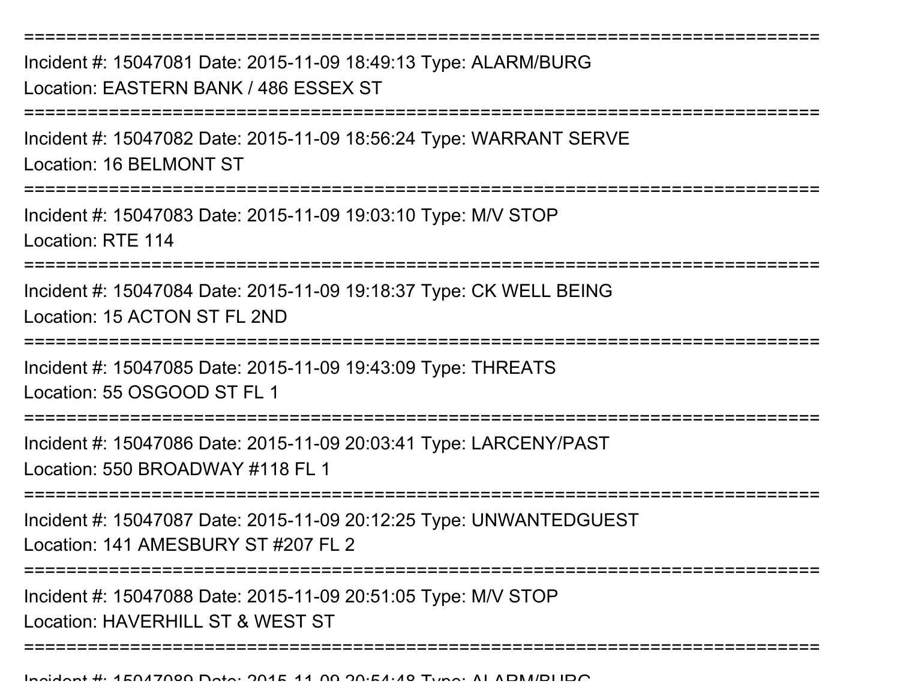===========================================================================

Incident #: 15047081 Date: 2015-11-09 18:49:13 Type: ALARM/BURG

Location: EASTERN BANK / 486 ESSEX ST

===========================================================================

Incident #: 15047082 Date: 2015-11-09 18:56:24 Type: WARRANT SERVE

Location: 16 BELMONT ST

===========================================================================

Incident #: 15047083 Date: 2015-11-09 19:03:10 Type: M/V STOP

Location: RTE 114

===========================================================================

Incident #: 15047084 Date: 2015-11-09 19:18:37 Type: CK WELL BEING

Location: 15 ACTON ST FL 2ND

===========================================================================

Incident #: 15047085 Date: 2015-11-09 19:43:09 Type: THREATS

Location: 55 OSGOOD ST FL 1

===========================================================================

Incident #: 15047086 Date: 2015-11-09 20:03:41 Type: LARCENY/PAST

Location: 550 BROADWAY #118 FL 1

===========================================================================

Incident #: 15047087 Date: 2015-11-09 20:12:25 Type: UNWANTEDGUEST

Location: 141 AMESBURY ST #207 FL 2

===========================================================================

Incident #: 15047088 Date: 2015-11-09 20:51:05 Type: M/V STOP

Location: HAVERHILL ST & WEST ST

===========================================================================

Incident #: 15047089 Date: 2015-11-09 20:54:48 Type: ALARM/BURG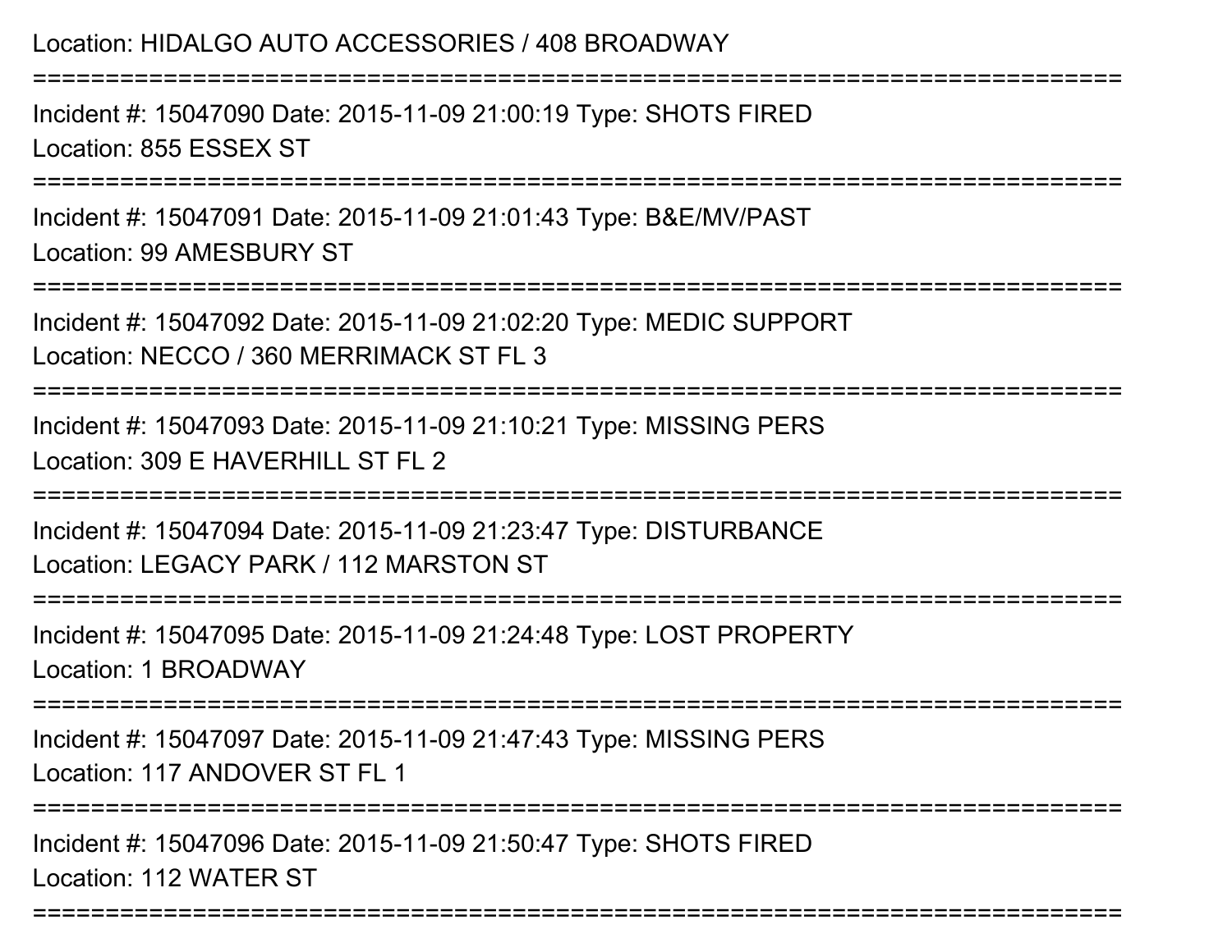Location: HIDALGO AUTO ACCESSORIES / 408 BROADWAY

===========================================================================

Incident #: 15047090 Date: 2015-11-09 21:00:19 Type: SHOTS FIRED
Location: 855 ESSEX ST

===========================================================================

Incident #: 15047091 Date: 2015-11-09 21:01:43 Type: B&E/MV/PAST
Location: 99 AMESBURY ST

===========================================================================

Incident #: 15047092 Date: 2015-11-09 21:02:20 Type: MEDIC SUPPORT
Location: NECCO / 360 MERRIMACK ST FL 3

===========================================================================

Incident #: 15047093 Date: 2015-11-09 21:10:21 Type: MISSING PERS
Location: 309 E HAVERHILL ST FL 2

===========================================================================

Incident #: 15047094 Date: 2015-11-09 21:23:47 Type: DISTURBANCE
Location: LEGACY PARK / 112 MARSTON ST

===========================================================================

Incident #: 15047095 Date: 2015-11-09 21:24:48 Type: LOST PROPERTY
Location: 1 BROADWAY

===========================================================================

Incident #: 15047097 Date: 2015-11-09 21:47:43 Type: MISSING PERS
Location: 117 ANDOVER ST FL 1

===========================================================================

Incident #: 15047096 Date: 2015-11-09 21:50:47 Type: SHOTS FIRED
Location: 112 WATER ST

===========================================================================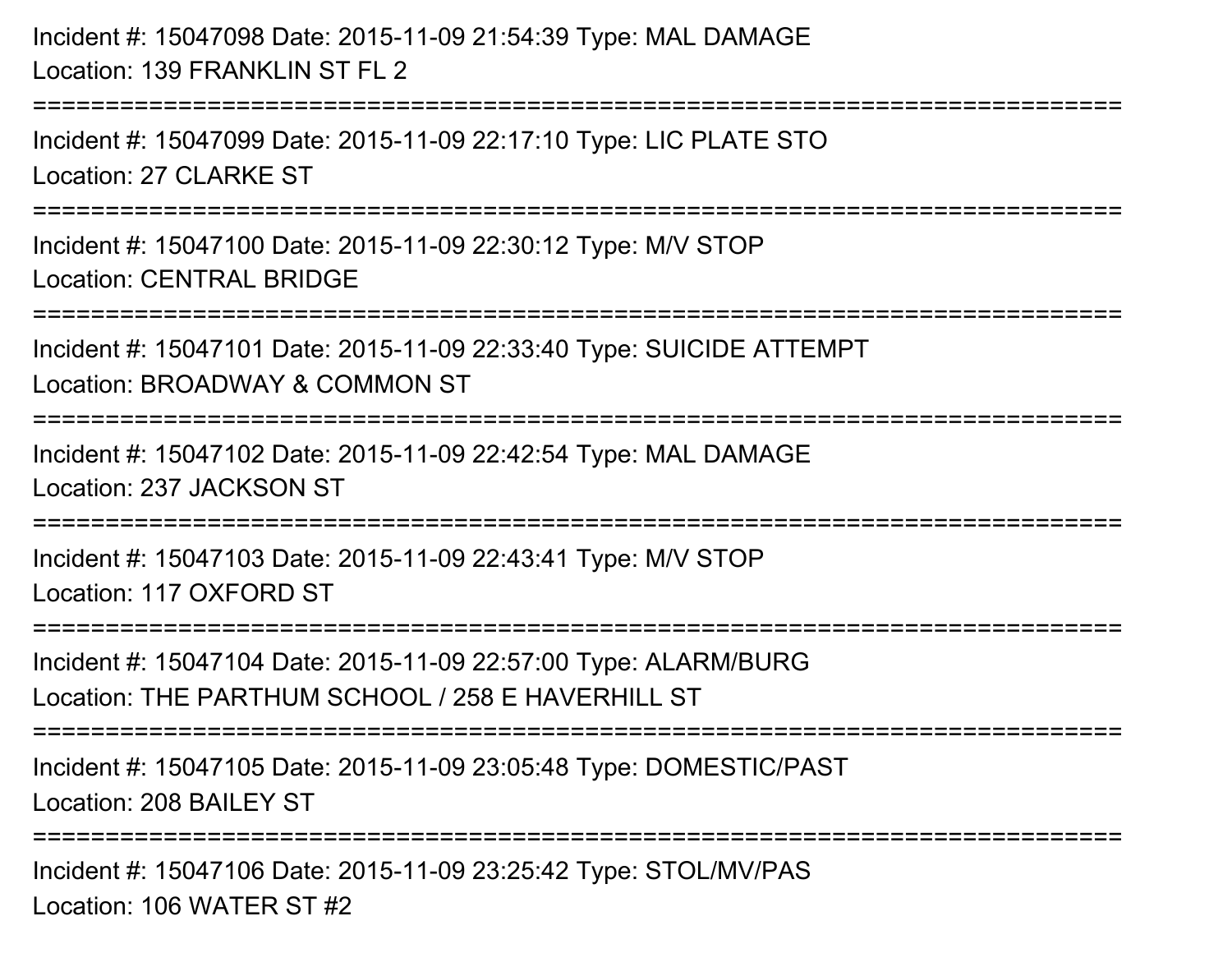Incident #: 15047098 Date: 2015-11-09 21:54:39 Type: MAL DAMAGE
Location: 139 FRANKLIN ST FL 2

===========================================================================

Incident #: 15047099 Date: 2015-11-09 22:17:10 Type: LIC PLATE STO
Location: 27 CLARKE ST

===========================================================================

Incident #: 15047100 Date: 2015-11-09 22:30:12 Type: M/V STOP
Location: CENTRAL BRIDGE

===========================================================================

Incident #: 15047101 Date: 2015-11-09 22:33:40 Type: SUICIDE ATTEMPT
Location: BROADWAY & COMMON ST

===========================================================================

Incident #: 15047102 Date: 2015-11-09 22:42:54 Type: MAL DAMAGE
Location: 237 JACKSON ST

===========================================================================

Incident #: 15047103 Date: 2015-11-09 22:43:41 Type: M/V STOP
Location: 117 OXFORD ST

===========================================================================

Incident #: 15047104 Date: 2015-11-09 22:57:00 Type: ALARM/BURG
Location: THE PARTHUM SCHOOL / 258 E HAVERHILL ST

===========================================================================

Incident #: 15047105 Date: 2015-11-09 23:05:48 Type: DOMESTIC/PAST
Location: 208 BAILEY ST

===========================================================================

Incident #: 15047106 Date: 2015-11-09 23:25:42 Type: STOL/MV/PAS
Location: 106 WATER ST #2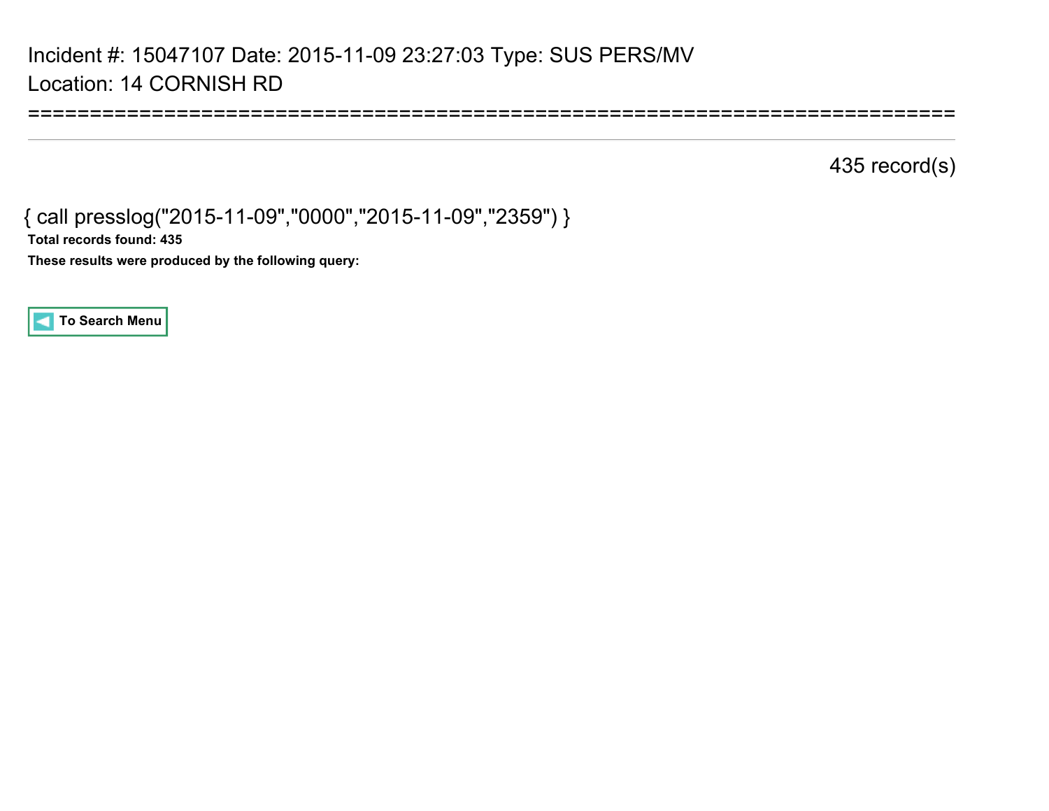Incident #: 15047107 Date: 2015-11-09 23:27:03 Type: SUS PERS/MV
Location: 14 CORNISH RD
===========================================================================

---

435 record(s)

{ call presslog("2015-11-09","0000","2015-11-09","2359") }

**Total records found: 435**

**These results were produced by the following query:**

**To Search Menu**